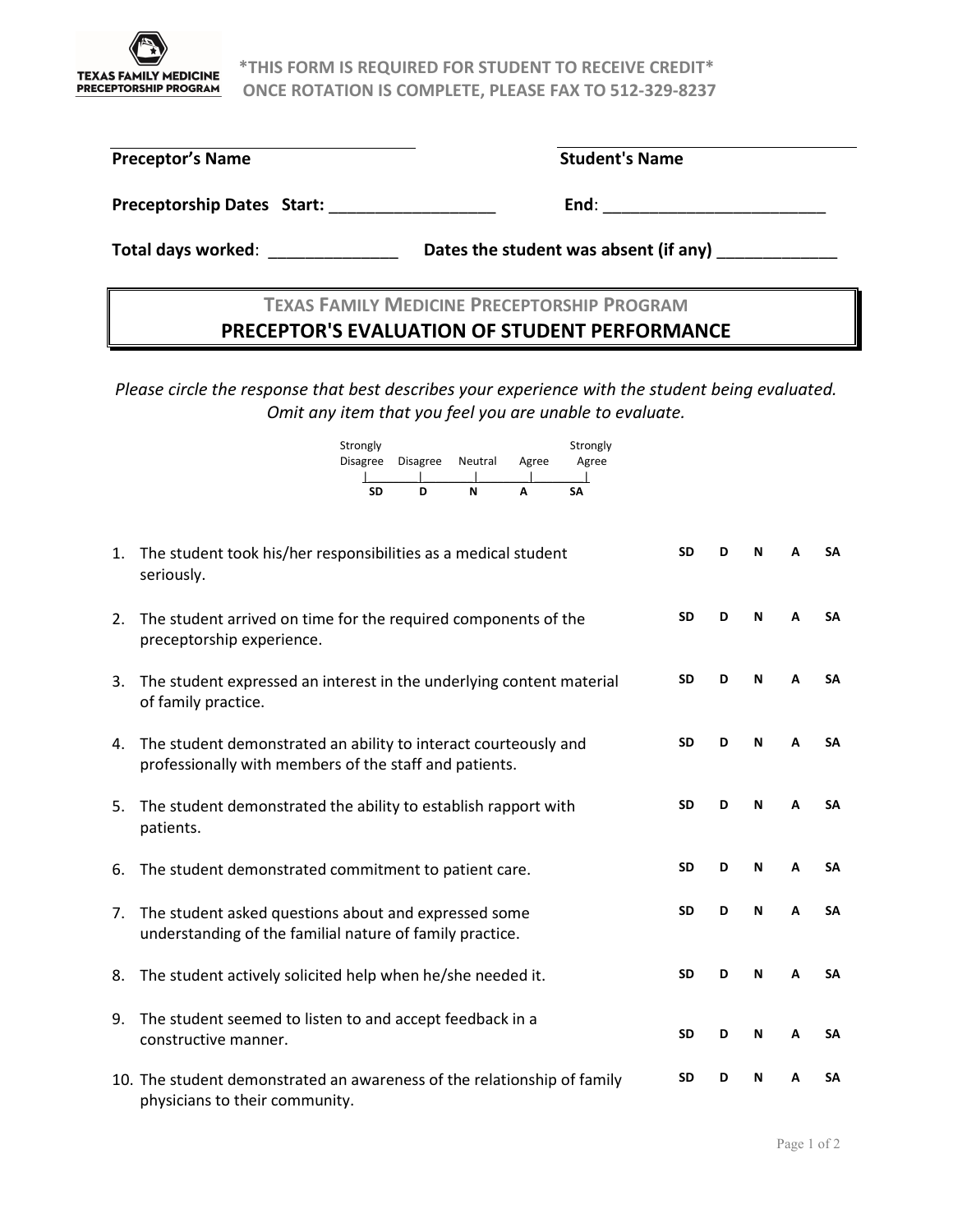TEXAS FAMILY MEDICINE PRECEPTORSHIP PROGRAM

**\*THIS FORM IS REQUIRED FOR STUDENT TO RECEIVE CREDIT\***
**ONCE ROTATION IS COMPLETE, PLEASE FAX TO 512-329-8237**

**Preceptor's Name** ______________________ **Student's Name** ______________________

**Preceptorship Dates Start:** ________________ **End**: ______________________

**Total days worked**: _____________ **Dates the student was absent (if any)** ____________

## TEXAS FAMILY MEDICINE PRECEPTORSHIP PROGRAM
## PRECEPTOR'S EVALUATION OF STUDENT PERFORMANCE

*Please circle the response that best describes your experience with the student being evaluated. Omit any item that you feel you are unable to evaluate.*

| Strongly Disagree | Disagree | Neutral | Agree | Strongly Agree |
|---|---|---|---|---|
| SD | D | N | A | SA |

| | Statement | | | | | |
|---|---|---|---|---|---|---|
| 1. | The student took his/her responsibilities as a medical student seriously. | SD | D | N | A | SA |
| 2. | The student arrived on time for the required components of the preceptorship experience. | SD | D | N | A | SA |
| 3. | The student expressed an interest in the underlying content material of family practice. | SD | D | N | A | SA |
| 4. | The student demonstrated an ability to interact courteously and professionally with members of the staff and patients. | SD | D | N | A | SA |
| 5. | The student demonstrated the ability to establish rapport with patients. | SD | D | N | A | SA |
| 6. | The student demonstrated commitment to patient care. | SD | D | N | A | SA |
| 7. | The student asked questions about and expressed some understanding of the familial nature of family practice. | SD | D | N | A | SA |
| 8. | The student actively solicited help when he/she needed it. | SD | D | N | A | SA |
| 9. | The student seemed to listen to and accept feedback in a constructive manner. | SD | D | N | A | SA |
| 10. | The student demonstrated an awareness of the relationship of family physicians to their community. | SD | D | N | A | SA |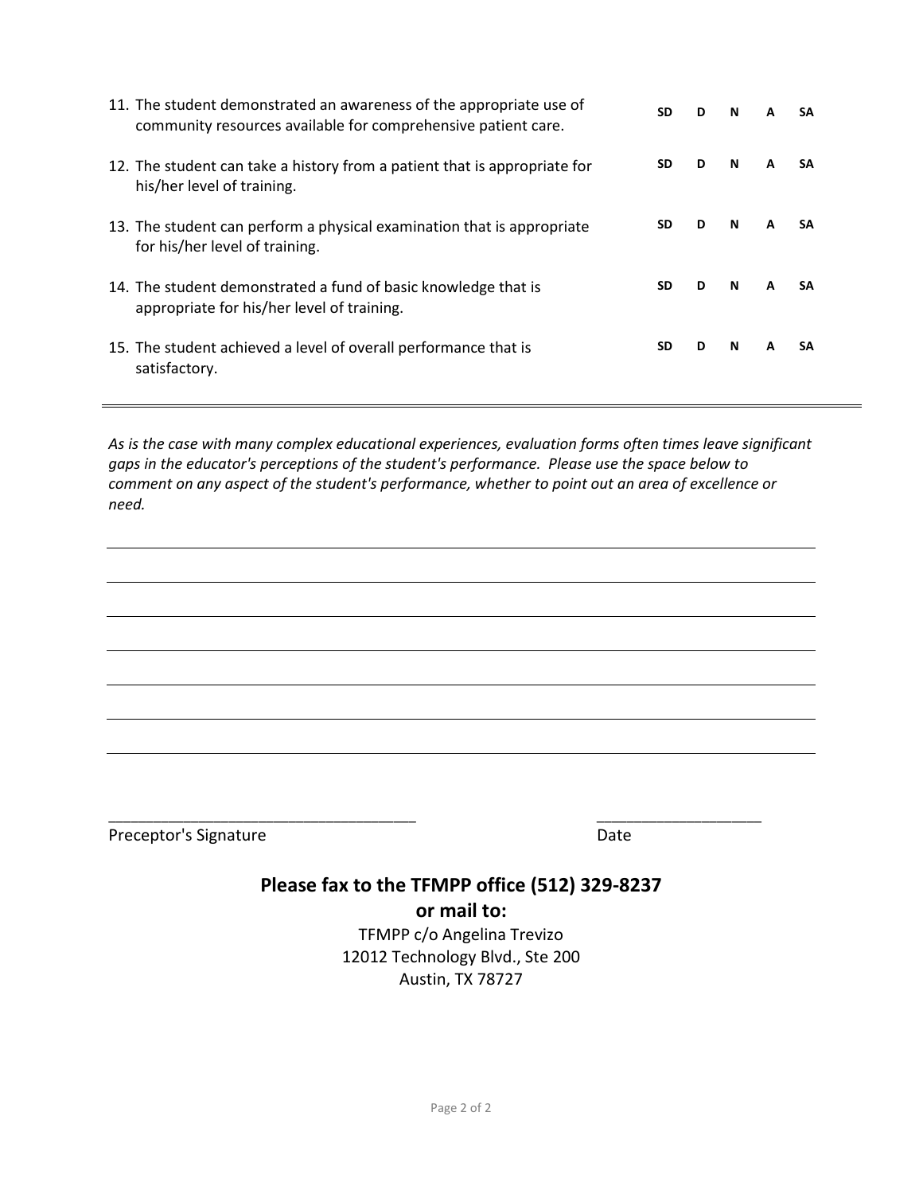| | | | | | |
|---|---|---|---|---|---|
| 11. The student demonstrated an awareness of the appropriate use of community resources available for comprehensive patient care. | **SD** | **D** | **N** | **A** | **SA** |
| 12. The student can take a history from a patient that is appropriate for his/her level of training. | **SD** | **D** | **N** | **A** | **SA** |
| 13. The student can perform a physical examination that is appropriate for his/her level of training. | **SD** | **D** | **N** | **A** | **SA** |
| 14. The student demonstrated a fund of basic knowledge that is appropriate for his/her level of training. | **SD** | **D** | **N** | **A** | **SA** |
| 15. The student achieved a level of overall performance that is satisfactory. | **SD** | **D** | **N** | **A** | **SA** |

---

*As is the case with many complex educational experiences, evaluation forms often times leave significant gaps in the educator's perceptions of the student's performance. Please use the space below to comment on any aspect of the student's performance, whether to point out an area of excellence or need.*

\_\_\_\_\_\_\_\_\_\_\_\_\_\_\_\_\_\_\_\_\_\_\_\_\_\_\_\_\_\_\_\_\_\_\_\_\_\_\_\_\_\_\_\_\_\_\_\_\_\_\_\_\_\_\_\_\_\_\_\_\_\_\_\_\_\_\_\_\_\_

\_\_\_\_\_\_\_\_\_\_\_\_\_\_\_\_\_\_\_\_\_\_\_\_\_\_\_\_\_\_\_\_\_\_\_\_\_\_\_\_\_\_\_\_\_\_\_\_\_\_\_\_\_\_\_\_\_\_\_\_\_\_\_\_\_\_\_\_\_\_

\_\_\_\_\_\_\_\_\_\_\_\_\_\_\_\_\_\_\_\_\_\_\_\_\_\_\_\_\_\_\_\_\_\_\_\_\_\_\_\_\_\_\_\_\_\_\_\_\_\_\_\_\_\_\_\_\_\_\_\_\_\_\_\_\_\_\_\_\_\_

\_\_\_\_\_\_\_\_\_\_\_\_\_\_\_\_\_\_\_\_\_\_\_\_\_\_\_\_\_\_\_\_\_\_\_\_\_\_\_\_\_\_\_\_\_\_\_\_\_\_\_\_\_\_\_\_\_\_\_\_\_\_\_\_\_\_\_\_\_\_

\_\_\_\_\_\_\_\_\_\_\_\_\_\_\_\_\_\_\_\_\_\_\_\_\_\_\_\_\_\_\_\_\_\_\_\_\_\_\_\_\_\_\_\_\_\_\_\_\_\_\_\_\_\_\_\_\_\_\_\_\_\_\_\_\_\_\_\_\_\_

\_\_\_\_\_\_\_\_\_\_\_\_\_\_\_\_\_\_\_\_\_\_\_\_\_\_\_\_\_\_\_\_\_\_\_\_\_\_\_\_\_\_\_\_\_\_\_\_\_\_\_\_\_\_\_\_\_\_\_\_\_\_\_\_\_\_\_\_\_\_

\_\_\_\_\_\_\_\_\_\_\_\_\_\_\_\_\_\_\_\_\_\_\_\_\_\_\_\_\_\_\_\_\_\_\_\_\_\_\_\_\_\_\_\_\_\_\_\_\_\_\_\_\_\_\_\_\_\_\_\_\_\_\_\_\_\_\_\_\_\_

\_\_\_\_\_\_\_\_\_\_\_\_\_\_\_\_\_\_\_\_\_\_\_\_\_\_\_\_\_\_\_\_\_\_\_\_ \_\_\_\_\_\_\_\_\_\_\_\_\_\_\_\_\_\_\_\_

Preceptor's Signature Date

**Please fax to the TFMPP office (512) 329-8237**
**or mail to:**

TFMPP c/o Angelina Trevizo
12012 Technology Blvd., Ste 200
Austin, TX 78727